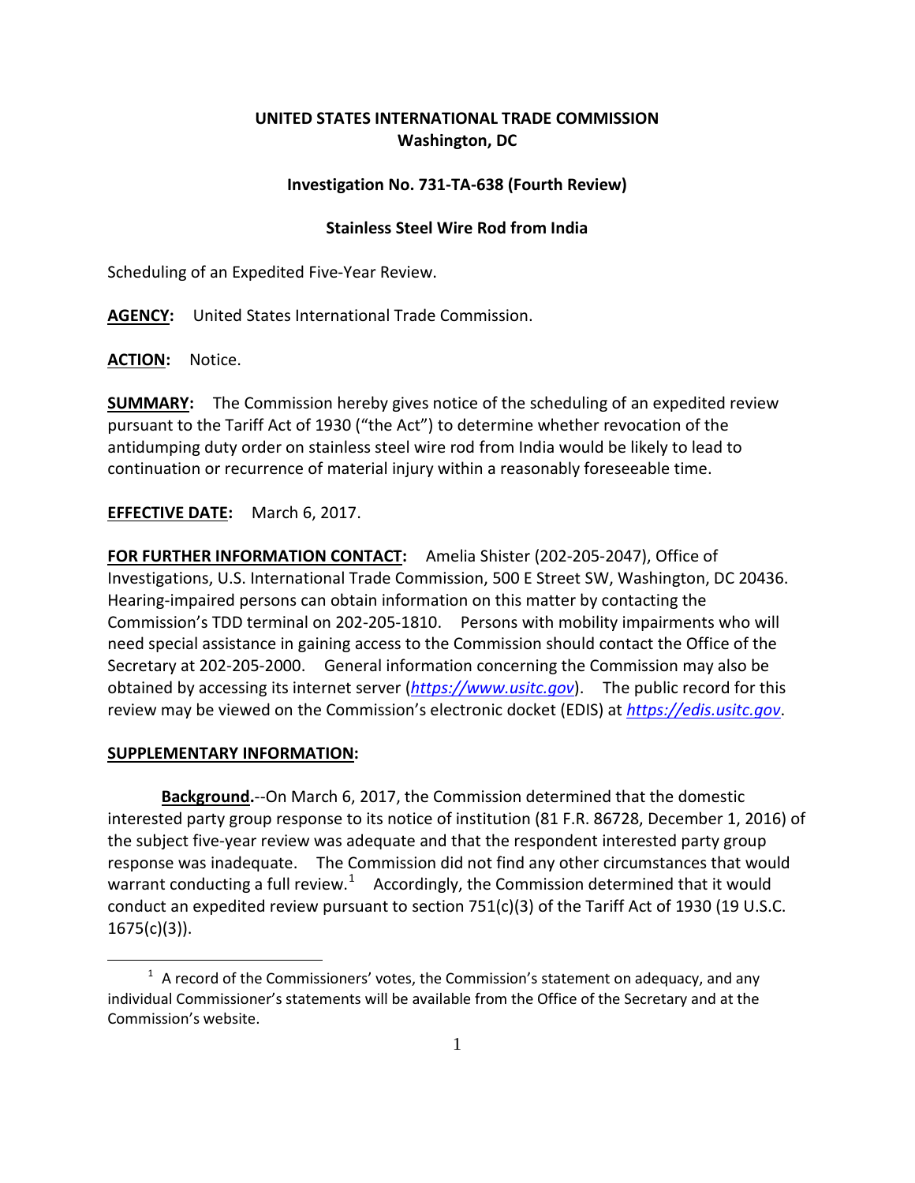**UNITED STATES INTERNATIONAL TRADE COMMISSION**
**Washington, DC**

**Investigation No. 731-TA-638 (Fourth Review)**

**Stainless Steel Wire Rod from India**

Scheduling of an Expedited Five-Year Review.

**AGENCY:** United States International Trade Commission.

**ACTION:** Notice.

**SUMMARY:** The Commission hereby gives notice of the scheduling of an expedited review pursuant to the Tariff Act of 1930 ("the Act") to determine whether revocation of the antidumping duty order on stainless steel wire rod from India would be likely to lead to continuation or recurrence of material injury within a reasonably foreseeable time.

**EFFECTIVE DATE:** March 6, 2017.

**FOR FURTHER INFORMATION CONTACT:** Amelia Shister (202-205-2047), Office of Investigations, U.S. International Trade Commission, 500 E Street SW, Washington, DC 20436. Hearing-impaired persons can obtain information on this matter by contacting the Commission's TDD terminal on 202-205-1810. Persons with mobility impairments who will need special assistance in gaining access to the Commission should contact the Office of the Secretary at 202-205-2000. General information concerning the Commission may also be obtained by accessing its internet server (*https://www.usitc.gov*). The public record for this review may be viewed on the Commission's electronic docket (EDIS) at *https://edis.usitc.gov*.

**SUPPLEMENTARY INFORMATION:**

**Background.**--On March 6, 2017, the Commission determined that the domestic interested party group response to its notice of institution (81 F.R. 86728, December 1, 2016) of the subject five-year review was adequate and that the respondent interested party group response was inadequate. The Commission did not find any other circumstances that would warrant conducting a full review.[1] Accordingly, the Commission determined that it would conduct an expedited review pursuant to section 751(c)(3) of the Tariff Act of 1930 (19 U.S.C. 1675(c)(3)).

[1] A record of the Commissioners' votes, the Commission's statement on adequacy, and any individual Commissioner's statements will be available from the Office of the Secretary and at the Commission's website.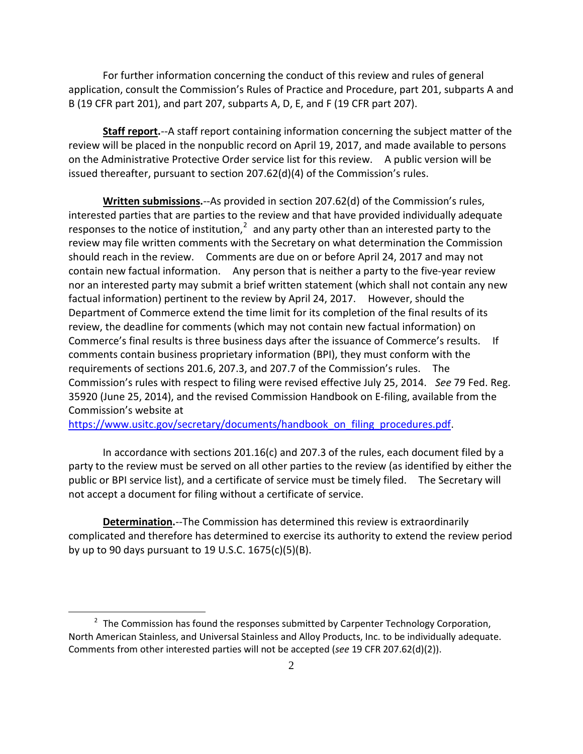For further information concerning the conduct of this review and rules of general application, consult the Commission's Rules of Practice and Procedure, part 201, subparts A and B (19 CFR part 201), and part 207, subparts A, D, E, and F (19 CFR part 207).

**Staff report.**--A staff report containing information concerning the subject matter of the review will be placed in the nonpublic record on April 19, 2017, and made available to persons on the Administrative Protective Order service list for this review. A public version will be issued thereafter, pursuant to section 207.62(d)(4) of the Commission's rules.

**Written submissions.**--As provided in section 207.62(d) of the Commission's rules, interested parties that are parties to the review and that have provided individually adequate responses to the notice of institution,[2] and any party other than an interested party to the review may file written comments with the Secretary on what determination the Commission should reach in the review. Comments are due on or before April 24, 2017 and may not contain new factual information. Any person that is neither a party to the five-year review nor an interested party may submit a brief written statement (which shall not contain any new factual information) pertinent to the review by April 24, 2017. However, should the Department of Commerce extend the time limit for its completion of the final results of its review, the deadline for comments (which may not contain new factual information) on Commerce's final results is three business days after the issuance of Commerce's results. If comments contain business proprietary information (BPI), they must conform with the requirements of sections 201.6, 207.3, and 207.7 of the Commission's rules. The Commission's rules with respect to filing were revised effective July 25, 2014. *See* 79 Fed. Reg. 35920 (June 25, 2014), and the revised Commission Handbook on E-filing, available from the Commission's website at https://www.usitc.gov/secretary/documents/handbook_on_filing_procedures.pdf.

In accordance with sections 201.16(c) and 207.3 of the rules, each document filed by a party to the review must be served on all other parties to the review (as identified by either the public or BPI service list), and a certificate of service must be timely filed. The Secretary will not accept a document for filing without a certificate of service.

**Determination.**--The Commission has determined this review is extraordinarily complicated and therefore has determined to exercise its authority to extend the review period by up to 90 days pursuant to 19 U.S.C. 1675(c)(5)(B).

---

[2] The Commission has found the responses submitted by Carpenter Technology Corporation, North American Stainless, and Universal Stainless and Alloy Products, Inc. to be individually adequate. Comments from other interested parties will not be accepted (*see* 19 CFR 207.62(d)(2)).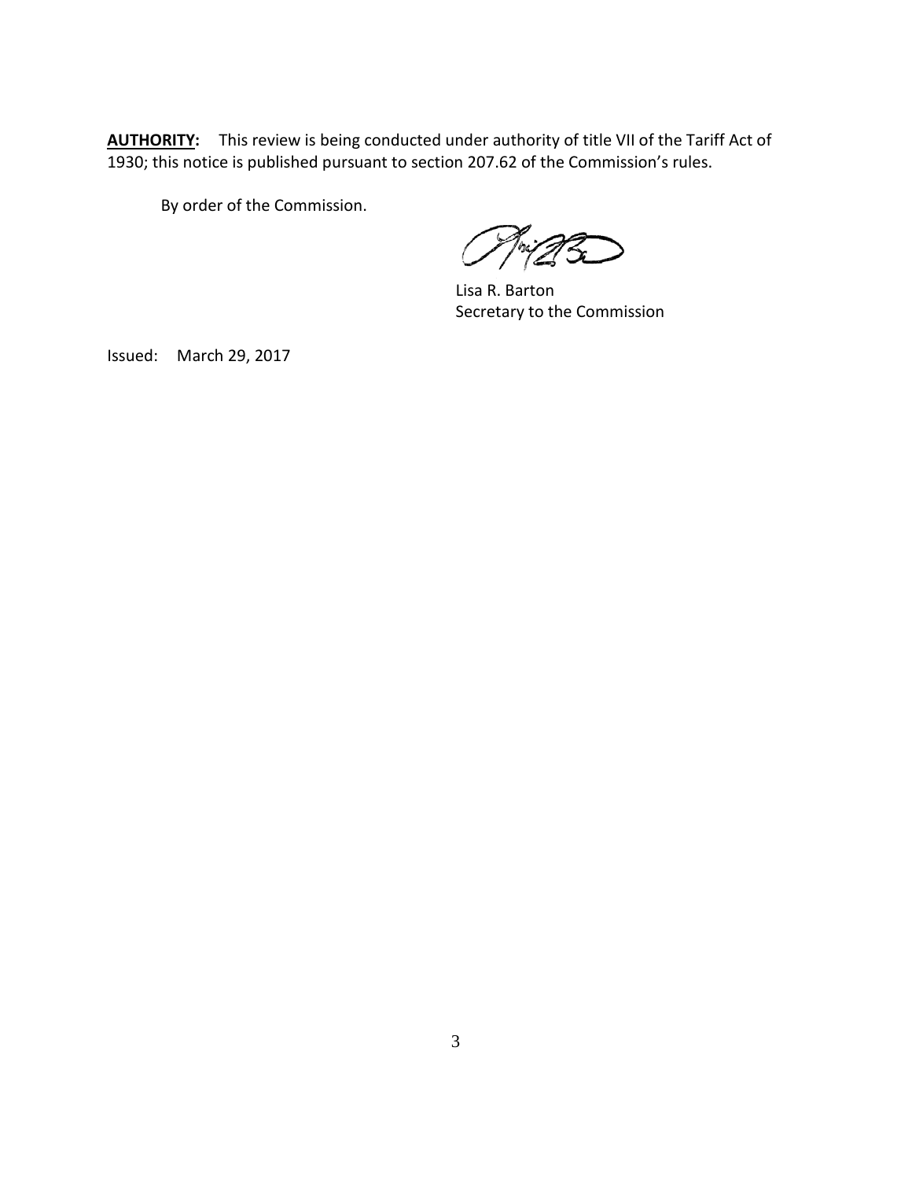**AUTHORITY:** This review is being conducted under authority of title VII of the Tariff Act of 1930; this notice is published pursuant to section 207.62 of the Commission's rules.

By order of the Commission.

Lisa R. Barton
Secretary to the Commission

Issued: March 29, 2017